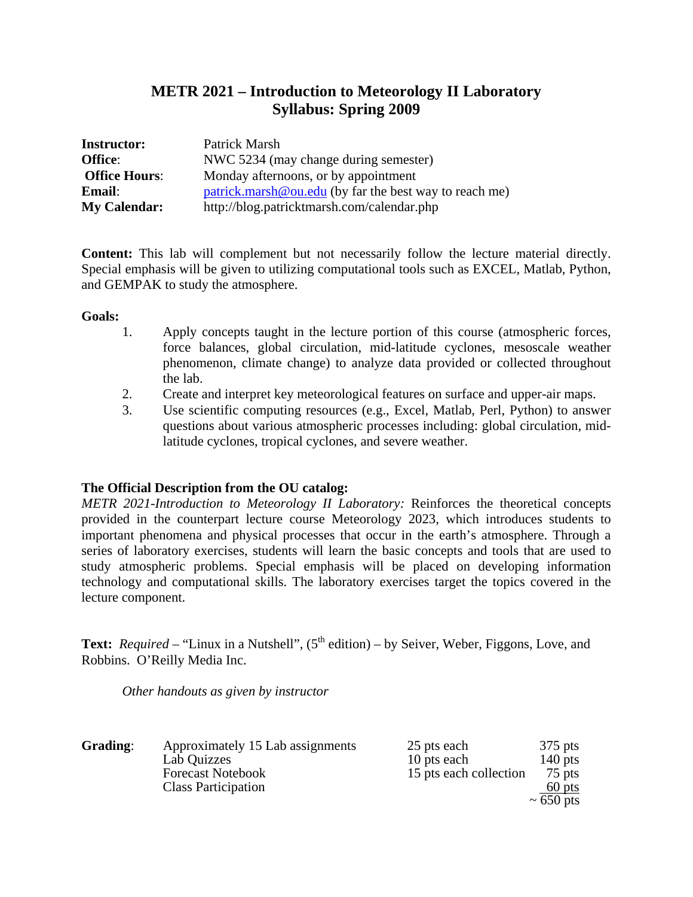# METR 2021 – Introduction to Meteorology II Laboratory
## Syllabus: Spring 2009

| | |
|---|---|
| **Instructor:** | Patrick Marsh |
| **Office**: | NWC 5234 (may change during semester) |
| **Office Hours**: | Monday afternoons, or by appointment |
| **Email**: | patrick.marsh@ou.edu (by far the best way to reach me) |
| **My Calendar:** | http://blog.patricktmarsh.com/calendar.php |

**Content:** This lab will complement but not necessarily follow the lecture material directly. Special emphasis will be given to utilizing computational tools such as EXCEL, Matlab, Python, and GEMPAK to study the atmosphere.

**Goals:**

1. Apply concepts taught in the lecture portion of this course (atmospheric forces, force balances, global circulation, mid-latitude cyclones, mesoscale weather phenomenon, climate change) to analyze data provided or collected throughout the lab.
2. Create and interpret key meteorological features on surface and upper-air maps.
3. Use scientific computing resources (e.g., Excel, Matlab, Perl, Python) to answer questions about various atmospheric processes including: global circulation, mid-latitude cyclones, tropical cyclones, and severe weather.

**The Official Description from the OU catalog:**

*METR 2021-Introduction to Meteorology II Laboratory:* Reinforces the theoretical concepts provided in the counterpart lecture course Meteorology 2023, which introduces students to important phenomena and physical processes that occur in the earth's atmosphere. Through a series of laboratory exercises, students will learn the basic concepts and tools that are used to study atmospheric problems. Special emphasis will be placed on developing information technology and computational skills. The laboratory exercises target the topics covered in the lecture component.

**Text:** *Required* – "Linux in a Nutshell", (5th edition) – by Seiver, Weber, Figgons, Love, and Robbins. O'Reilly Media Inc.

*Other handouts as given by instructor*

| **Grading**: | | | |
|---|---|---|---|
| | Approximately 15 Lab assignments | 25 pts each | 375 pts |
| | Lab Quizzes | 10 pts each | 140 pts |
| | Forecast Notebook | 15 pts each collection | 75 pts |
| | Class Participation | | 60 pts |
| | | | ~ 650 pts |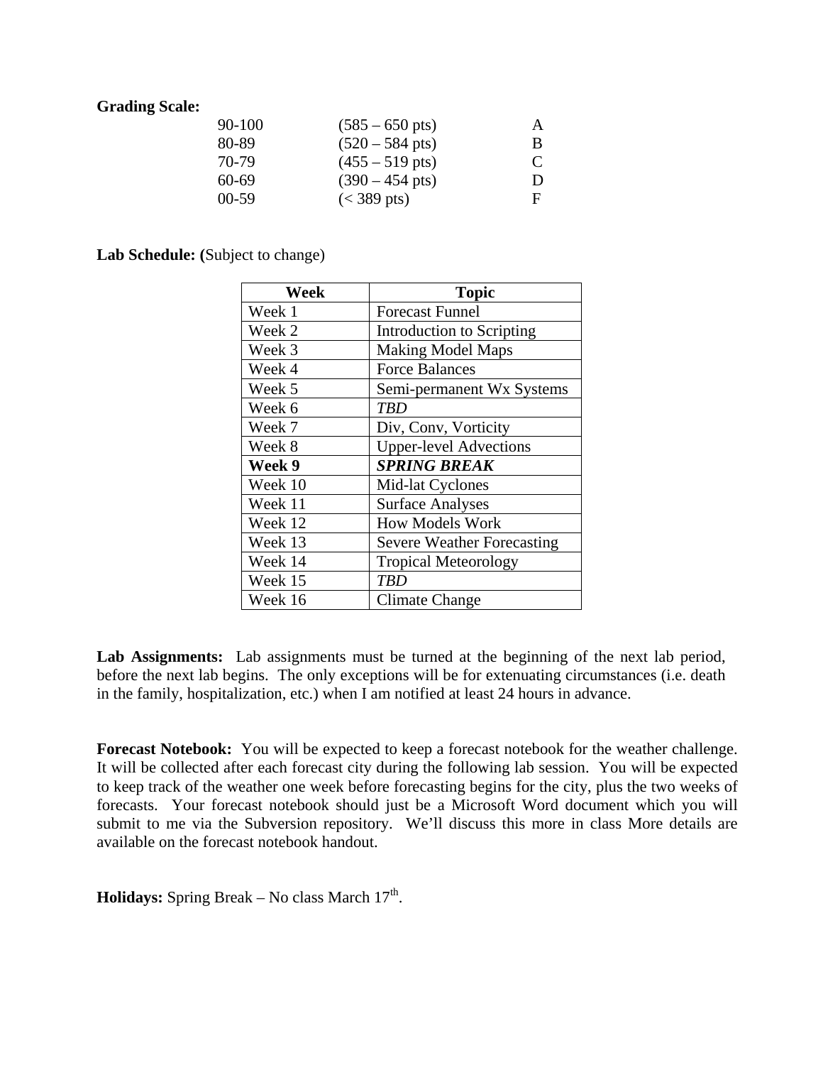**Grading Scale:**

| | | |
|---|---|---|
| 90-100 | (585 – 650 pts) | A |
| 80-89 | (520 – 584 pts) | B |
| 70-79 | (455 – 519 pts) | C |
| 60-69 | (390 – 454 pts) | D |
| 00-59 | (< 389 pts) | F |

**Lab Schedule: (**Subject to change)

| Week | Topic |
|---|---|
| Week 1 | Forecast Funnel |
| Week 2 | Introduction to Scripting |
| Week 3 | Making Model Maps |
| Week 4 | Force Balances |
| Week 5 | Semi-permanent Wx Systems |
| Week 6 | *TBD* |
| Week 7 | Div, Conv, Vorticity |
| Week 8 | Upper-level Advections |
| **Week 9** | ***SPRING BREAK*** |
| Week 10 | Mid-lat Cyclones |
| Week 11 | Surface Analyses |
| Week 12 | How Models Work |
| Week 13 | Severe Weather Forecasting |
| Week 14 | Tropical Meteorology |
| Week 15 | *TBD* |
| Week 16 | Climate Change |

**Lab Assignments:** Lab assignments must be turned at the beginning of the next lab period, before the next lab begins. The only exceptions will be for extenuating circumstances (i.e. death in the family, hospitalization, etc.) when I am notified at least 24 hours in advance.

**Forecast Notebook:** You will be expected to keep a forecast notebook for the weather challenge. It will be collected after each forecast city during the following lab session. You will be expected to keep track of the weather one week before forecasting begins for the city, plus the two weeks of forecasts. Your forecast notebook should just be a Microsoft Word document which you will submit to me via the Subversion repository. We'll discuss this more in class More details are available on the forecast notebook handout.

**Holidays:** Spring Break – No class March 17th.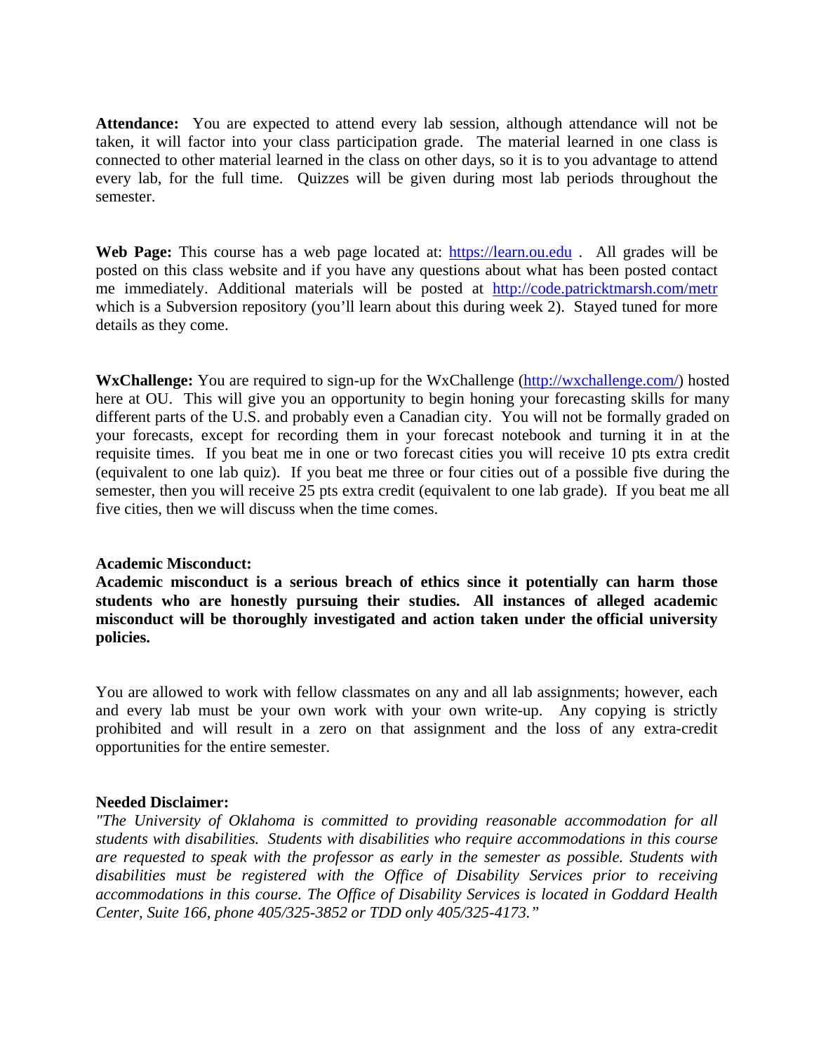**Attendance:** You are expected to attend every lab session, although attendance will not be taken, it will factor into your class participation grade. The material learned in one class is connected to other material learned in the class on other days, so it is to you advantage to attend every lab, for the full time. Quizzes will be given during most lab periods throughout the semester.

**Web Page:** This course has a web page located at: https://learn.ou.edu . All grades will be posted on this class website and if you have any questions about what has been posted contact me immediately. Additional materials will be posted at http://code.patricktmarsh.com/metr which is a Subversion repository (you'll learn about this during week 2). Stayed tuned for more details as they come.

**WxChallenge:** You are required to sign-up for the WxChallenge (http://wxchallenge.com/) hosted here at OU. This will give you an opportunity to begin honing your forecasting skills for many different parts of the U.S. and probably even a Canadian city. You will not be formally graded on your forecasts, except for recording them in your forecast notebook and turning it in at the requisite times. If you beat me in one or two forecast cities you will receive 10 pts extra credit (equivalent to one lab quiz). If you beat me three or four cities out of a possible five during the semester, then you will receive 25 pts extra credit (equivalent to one lab grade). If you beat me all five cities, then we will discuss when the time comes.

**Academic Misconduct:**

**Academic misconduct is a serious breach of ethics since it potentially can harm those students who are honestly pursuing their studies. All instances of alleged academic misconduct will be thoroughly investigated and action taken under the official university policies.**

You are allowed to work with fellow classmates on any and all lab assignments; however, each and every lab must be your own work with your own write-up. Any copying is strictly prohibited and will result in a zero on that assignment and the loss of any extra-credit opportunities for the entire semester.

**Needed Disclaimer:**

*"The University of Oklahoma is committed to providing reasonable accommodation for all students with disabilities. Students with disabilities who require accommodations in this course are requested to speak with the professor as early in the semester as possible. Students with disabilities must be registered with the Office of Disability Services prior to receiving accommodations in this course. The Office of Disability Services is located in Goddard Health Center, Suite 166, phone 405/325-3852 or TDD only 405/325-4173."*